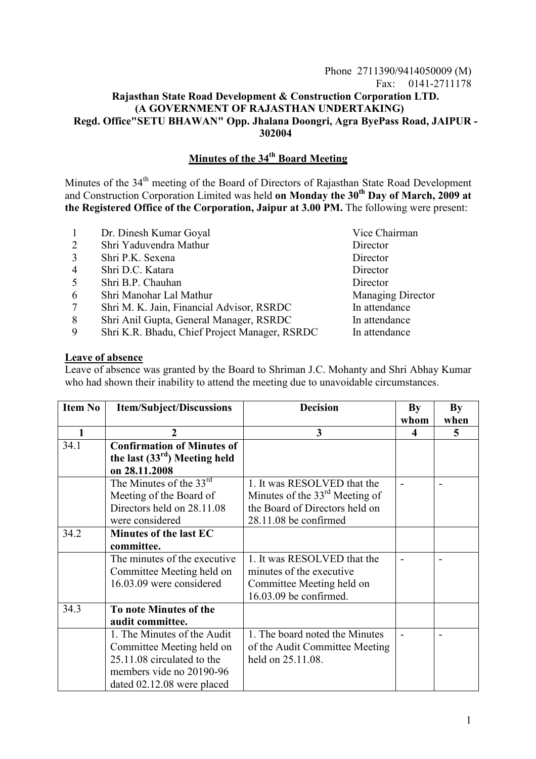Phone 2711390/9414050009 (M)
Fax: 0141-2711178

**Rajasthan State Road Development & Construction Corporation LTD.**
**(A GOVERNMENT OF RAJASTHAN UNDERTAKING)**
**Regd. Office"SETU BHAWAN" Opp. Jhalana Doongri, Agra ByePass Road, JAIPUR - 302004**

## Minutes of the 34th Board Meeting

Minutes of the 34th meeting of the Board of Directors of Rajasthan State Road Development and Construction Corporation Limited was held **on Monday the 30th Day of March, 2009 at the Registered Office of the Corporation, Jaipur at 3.00 PM.** The following were present:

| | | |
|---|---|---|
| 1 | Dr. Dinesh Kumar Goyal | Vice Chairman |
| 2 | Shri Yaduvendra Mathur | Director |
| 3 | Shri P.K. Sexena | Director |
| 4 | Shri D.C. Katara | Director |
| 5 | Shri B.P. Chauhan | Director |
| 6 | Shri Manohar Lal Mathur | Managing Director |
| 7 | Shri M. K. Jain, Financial Advisor, RSRDC | In attendance |
| 8 | Shri Anil Gupta, General Manager, RSRDC | In attendance |
| 9 | Shri K.R. Bhadu, Chief Project Manager, RSRDC | In attendance |

**Leave of absence**

Leave of absence was granted by the Board to Shriman J.C. Mohanty and Shri Abhay Kumar who had shown their inability to attend the meeting due to unavoidable circumstances.

| Item No | Item/Subject/Discussions | Decision | By whom | By when |
|---|---|---|---|---|
| 1 | 2 | 3 | 4 | 5 |
| 34.1 | **Confirmation of Minutes of the last (33rd) Meeting held on 28.11.2008** | | | |
| | The Minutes of the 33rd Meeting of the Board of Directors held on 28.11.08 were considered | 1. It was RESOLVED that the Minutes of the 33rd Meeting of the Board of Directors held on 28.11.08 be confirmed | - | - |
| 34.2 | **Minutes of the last EC committee.** | | | |
| | The minutes of the executive Committee Meeting held on 16.03.09 were considered | 1. It was RESOLVED that the minutes of the executive Committee Meeting held on 16.03.09 be confirmed. | - | - |
| 34.3 | **To note Minutes of the audit committee.** | | | |
| | 1. The Minutes of the Audit Committee Meeting held on 25.11.08 circulated to the members vide no 20190-96 dated 02.12.08 were placed | 1. The board noted the Minutes of the Audit Committee Meeting held on 25.11.08. | - | - |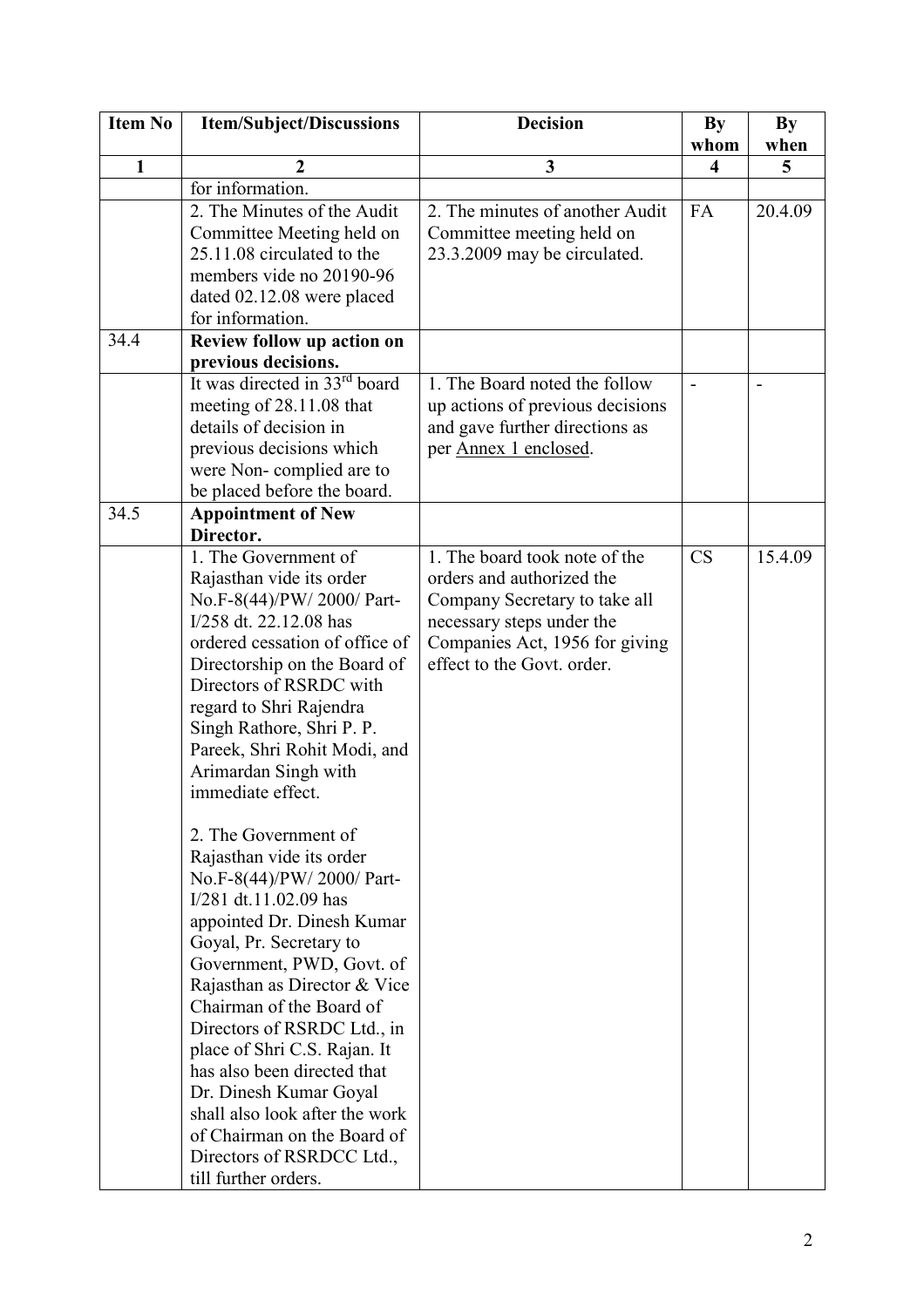| Item No | Item/Subject/Discussions | Decision | By whom | By when |
|---|---|---|---|---|
| 1 | 2 | 3 | 4 | 5 |
| | for information. | | | |
| | 2. The Minutes of the Audit Committee Meeting held on 25.11.08 circulated to the members vide no 20190-96 dated 02.12.08 were placed for information. | 2. The minutes of another Audit Committee meeting held on 23.3.2009 may be circulated. | FA | 20.4.09 |
| 34.4 | **Review follow up action on previous decisions.** | | | |
| | It was directed in 33rd board meeting of 28.11.08 that details of decision in previous decisions which were Non- complied are to be placed before the board. | 1. The Board noted the follow up actions of previous decisions and gave further directions as per <u>Annex 1 enclosed</u>. | - | - |
| 34.5 | **Appointment of New Director.** | | | |
| | 1. The Government of Rajasthan vide its order No.F-8(44)/PW/ 2000/ Part-I/258 dt. 22.12.08 has ordered cessation of office of Directorship on the Board of Directors of RSRDC with regard to Shri Rajendra Singh Rathore, Shri P. P. Pareek, Shri Rohit Modi, and Arimardan Singh with immediate effect.<br><br>2. The Government of Rajasthan vide its order No.F-8(44)/PW/ 2000/ Part-I/281 dt.11.02.09 has appointed Dr. Dinesh Kumar Goyal, Pr. Secretary to Government, PWD, Govt. of Rajasthan as Director & Vice Chairman of the Board of Directors of RSRDC Ltd., in place of Shri C.S. Rajan. It has also been directed that Dr. Dinesh Kumar Goyal shall also look after the work of Chairman on the Board of Directors of RSRDCC Ltd., till further orders. | 1. The board took note of the orders and authorized the Company Secretary to take all necessary steps under the Companies Act, 1956 for giving effect to the Govt. order. | CS | 15.4.09 |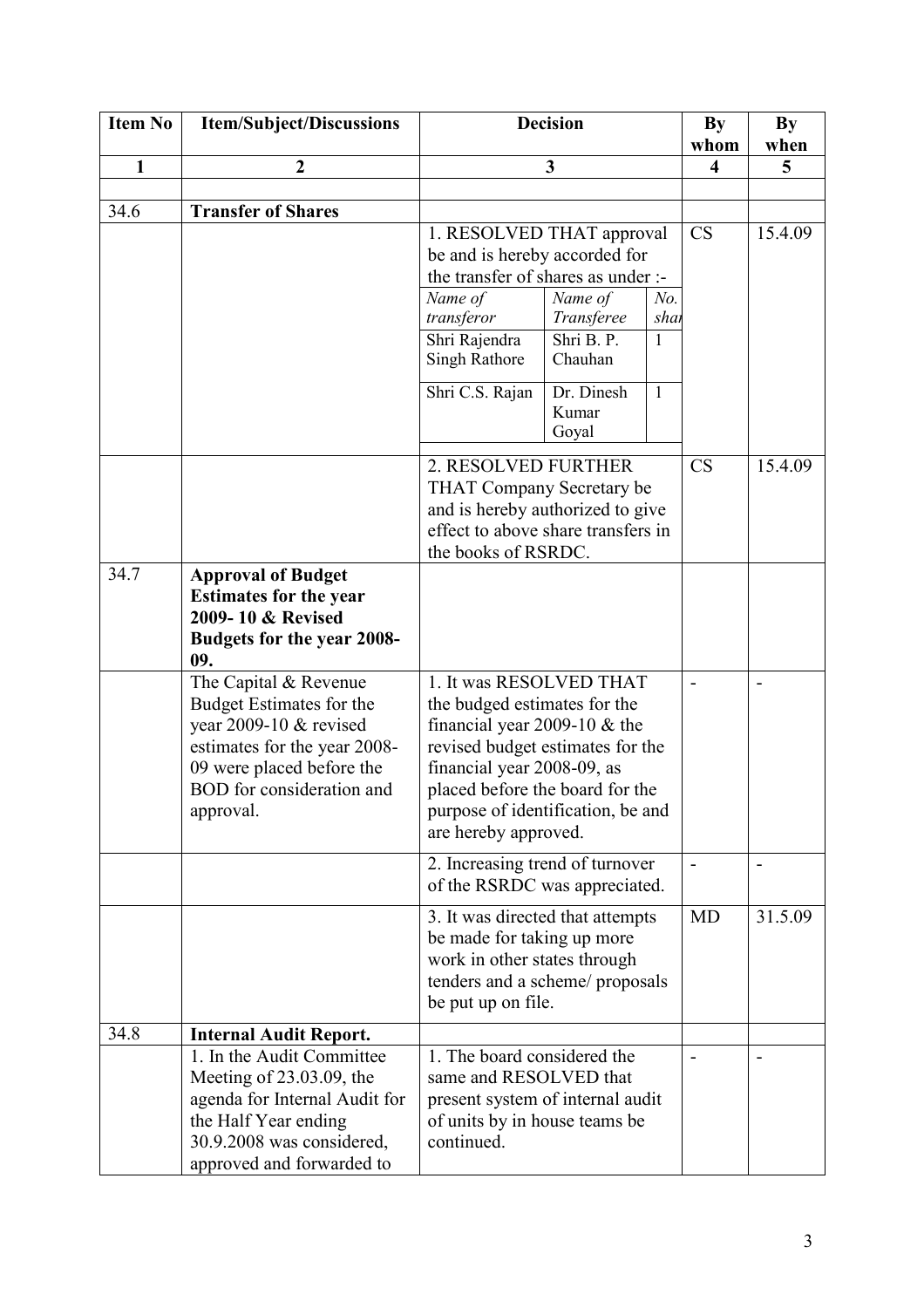| Item No | Item/Subject/Discussions | Decision | By whom | By when |
|---|---|---|---|---|
| 1 | 2 | 3 | 4 | 5 |
| | | | | |
| 34.6 | **Transfer of Shares** | | | |
| | | 1. RESOLVED THAT approval be and is hereby accorded for the transfer of shares as under :-<br>*Name of transferor* / *Name of Transferee* / *No. shar*<br>Shri Rajendra Singh Rathore / Shri B. P. Chauhan / 1<br>Shri C.S. Rajan / Dr. Dinesh Kumar Goyal / 1 | CS | 15.4.09 |
| | | 2. RESOLVED FURTHER THAT Company Secretary be and is hereby authorized to give effect to above share transfers in the books of RSRDC. | CS | 15.4.09 |
| 34.7 | **Approval of Budget Estimates for the year 2009- 10 & Revised Budgets for the year 2008-09.** | | | |
| | The Capital & Revenue Budget Estimates for the year 2009-10 & revised estimates for the year 2008-09 were placed before the BOD for consideration and approval. | 1. It was RESOLVED THAT the budged estimates for the financial year 2009-10 & the revised budget estimates for the financial year 2008-09, as placed before the board for the purpose of identification, be and are hereby approved. | - | - |
| | | 2. Increasing trend of turnover of the RSRDC was appreciated. | - | - |
| | | 3. It was directed that attempts be made for taking up more work in other states through tenders and a scheme/ proposals be put up on file. | MD | 31.5.09 |
| 34.8 | **Internal Audit Report.** | | | |
| | 1. In the Audit Committee Meeting of 23.03.09, the agenda for Internal Audit for the Half Year ending 30.9.2008 was considered, approved and forwarded to | 1. The board considered the same and RESOLVED that present system of internal audit of units by in house teams be continued. | - | - |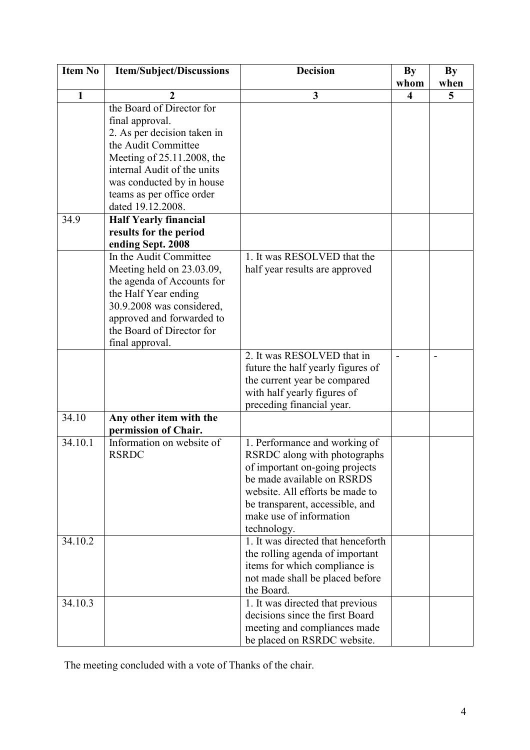| Item No | Item/Subject/Discussions | Decision | By whom | By when |
|---|---|---|---|---|
| 1 | 2 | 3 | 4 | 5 |
| | the Board of Director for final approval.<br>2. As per decision taken in the Audit Committee Meeting of 25.11.2008, the internal Audit of the units was conducted by in house teams as per office order dated 19.12.2008. | | | |
| 34.9 | **Half Yearly financial results for the period ending Sept. 2008** | | | |
| | In the Audit Committee Meeting held on 23.03.09, the agenda of Accounts for the Half Year ending 30.9.2008 was considered, approved and forwarded to the Board of Director for final approval. | 1. It was RESOLVED that the half year results are approved | | |
| | | 2. It was RESOLVED that in future the half yearly figures of the current year be compared with half yearly figures of preceding financial year. | - | - |
| 34.10 | **Any other item with the permission of Chair.** | | | |
| 34.10.1 | Information on website of RSRDC | 1. Performance and working of RSRDC along with photographs of important on-going projects be made available on RSRDS website. All efforts be made to be transparent, accessible, and make use of information technology. | | |
| 34.10.2 | | 1. It was directed that henceforth the rolling agenda of important items for which compliance is not made shall be placed before the Board. | | |
| 34.10.3 | | 1. It was directed that previous decisions since the first Board meeting and compliances made be placed on RSRDC website. | | |

The meeting concluded with a vote of Thanks of the chair.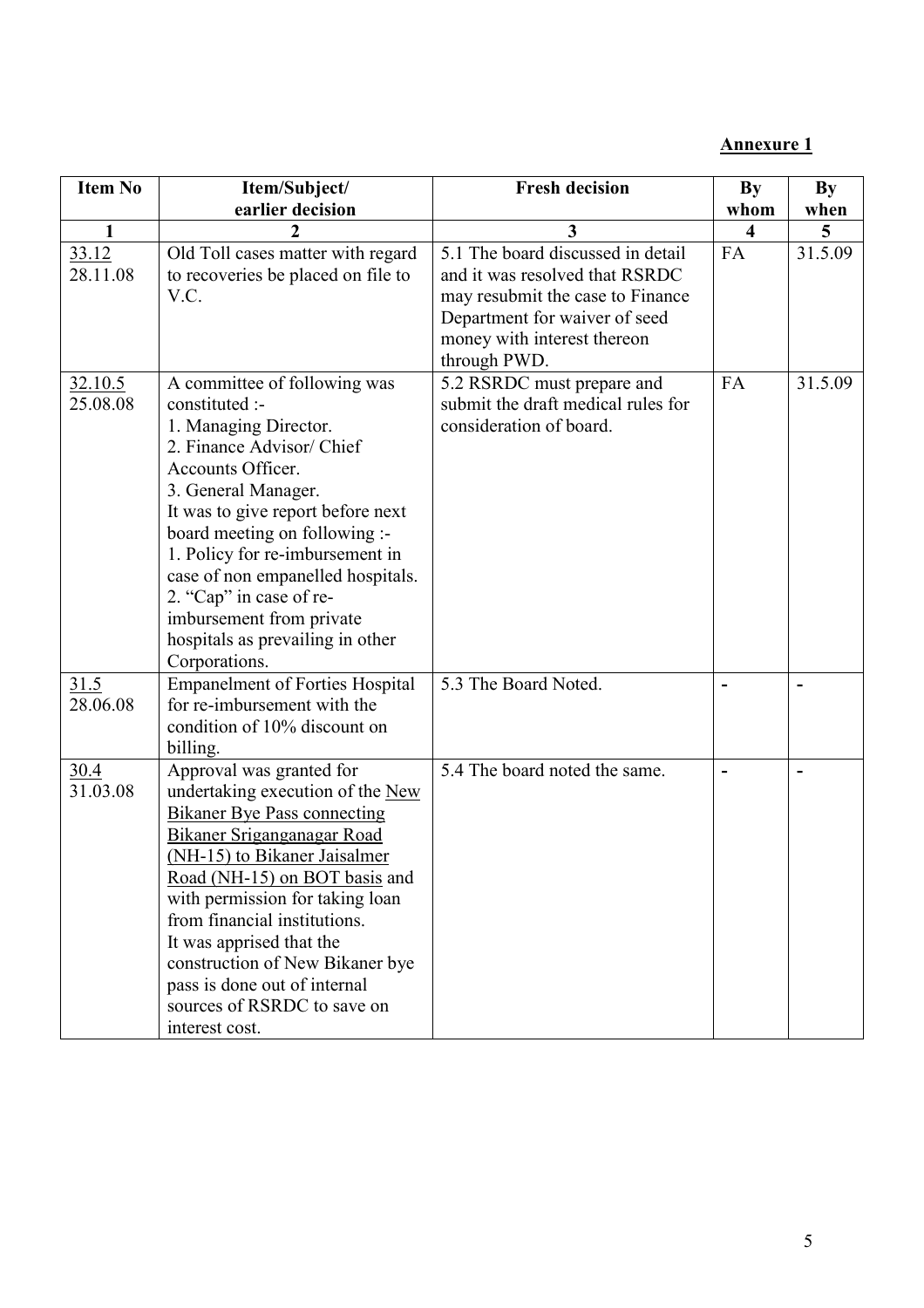**Annexure 1**

| Item No | Item/Subject/ earlier decision | Fresh decision | By whom | By when |
|---|---|---|---|---|
| 1 | 2 | 3 | 4 | 5 |
| 33.12 28.11.08 | Old Toll cases matter with regard to recoveries be placed on file to V.C. | 5.1 The board discussed in detail and it was resolved that RSRDC may resubmit the case to Finance Department for waiver of seed money with interest thereon through PWD. | FA | 31.5.09 |
| 32.10.5 25.08.08 | A committee of following was constituted :- 1. Managing Director. 2. Finance Advisor/ Chief Accounts Officer. 3. General Manager. It was to give report before next board meeting on following :- 1. Policy for re-imbursement in case of non empanelled hospitals. 2. "Cap" in case of re-imbursement from private hospitals as prevailing in other Corporations. | 5.2 RSRDC must prepare and submit the draft medical rules for consideration of board. | FA | 31.5.09 |
| 31.5 28.06.08 | Empanelment of Forties Hospital for re-imbursement with the condition of 10% discount on billing. | 5.3 The Board Noted. | - | - |
| 30.4 31.03.08 | Approval was granted for undertaking execution of the New Bikaner Bye Pass connecting Bikaner Sriganganagar Road (NH-15) to Bikaner Jaisalmer Road (NH-15) on BOT basis and with permission for taking loan from financial institutions. It was apprised that the construction of New Bikaner bye pass is done out of internal sources of RSRDC to save on interest cost. | 5.4 The board noted the same. | - | - |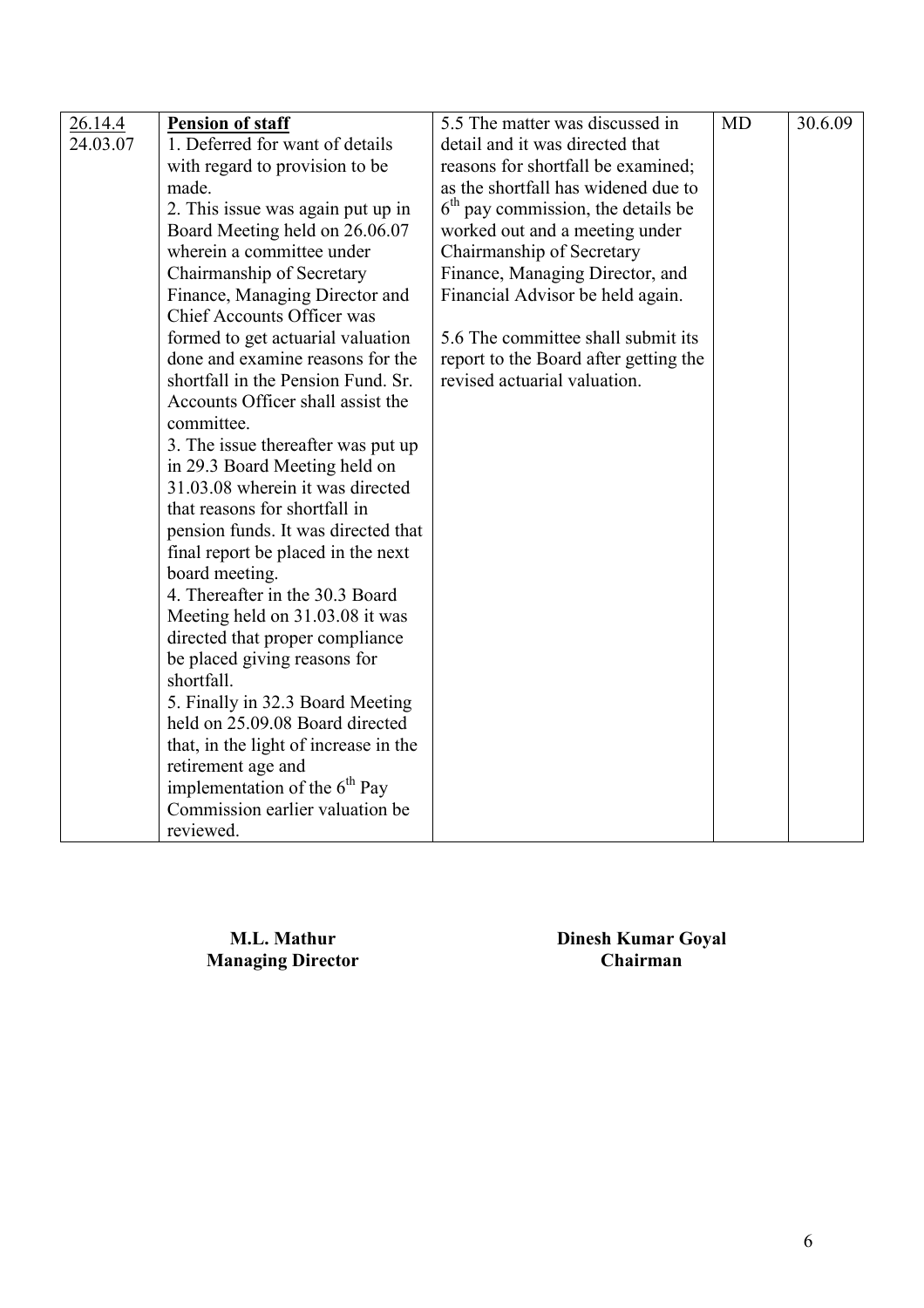| | | | | |
|---|---|---|---|---|
| 26.14.4<br>24.03.07 | **Pension of staff**<br>1. Deferred for want of details with regard to provision to be made.<br>2. This issue was again put up in Board Meeting held on 26.06.07 wherein a committee under Chairmanship of Secretary Finance, Managing Director and Chief Accounts Officer was formed to get actuarial valuation done and examine reasons for the shortfall in the Pension Fund. Sr. Accounts Officer shall assist the committee.<br>3. The issue thereafter was put up in 29.3 Board Meeting held on 31.03.08 wherein it was directed that reasons for shortfall in pension funds. It was directed that final report be placed in the next board meeting.<br>4. Thereafter in the 30.3 Board Meeting held on 31.03.08 it was directed that proper compliance be placed giving reasons for shortfall.<br>5. Finally in 32.3 Board Meeting held on 25.09.08 Board directed that, in the light of increase in the retirement age and implementation of the 6th Pay Commission earlier valuation be reviewed. | 5.5 The matter was discussed in detail and it was directed that reasons for shortfall be examined; as the shortfall has widened due to 6th pay commission, the details be worked out and a meeting under Chairmanship of Secretary Finance, Managing Director, and Financial Advisor be held again.<br><br>5.6 The committee shall submit its report to the Board after getting the revised actuarial valuation. | MD | 30.6.09 |

**M.L. Mathur**
**Managing Director**

**Dinesh Kumar Goyal**
**Chairman**